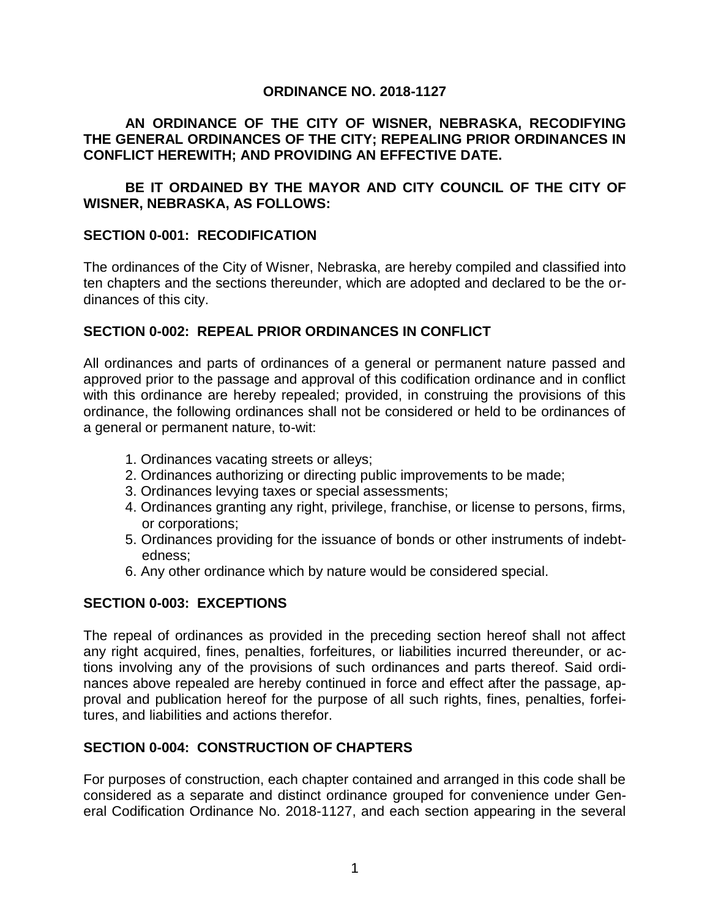# ORDINANCE NO. 2018-1127

**AN ORDINANCE OF THE CITY OF WISNER, NEBRASKA, RECODIFYING THE GENERAL ORDINANCES OF THE CITY; REPEALING PRIOR ORDINANCES IN CONFLICT HEREWITH; AND PROVIDING AN EFFECTIVE DATE.**

**BE IT ORDAINED BY THE MAYOR AND CITY COUNCIL OF THE CITY OF WISNER, NEBRASKA, AS FOLLOWS:**

## SECTION 0-001: RECODIFICATION

The ordinances of the City of Wisner, Nebraska, are hereby compiled and classified into ten chapters and the sections thereunder, which are adopted and declared to be the ordinances of this city.

## SECTION 0-002: REPEAL PRIOR ORDINANCES IN CONFLICT

All ordinances and parts of ordinances of a general or permanent nature passed and approved prior to the passage and approval of this codification ordinance and in conflict with this ordinance are hereby repealed; provided, in construing the provisions of this ordinance, the following ordinances shall not be considered or held to be ordinances of a general or permanent nature, to-wit:

1. Ordinances vacating streets or alleys;
2. Ordinances authorizing or directing public improvements to be made;
3. Ordinances levying taxes or special assessments;
4. Ordinances granting any right, privilege, franchise, or license to persons, firms, or corporations;
5. Ordinances providing for the issuance of bonds or other instruments of indebtedness;
6. Any other ordinance which by nature would be considered special.

## SECTION 0-003: EXCEPTIONS

The repeal of ordinances as provided in the preceding section hereof shall not affect any right acquired, fines, penalties, forfeitures, or liabilities incurred thereunder, or actions involving any of the provisions of such ordinances and parts thereof. Said ordinances above repealed are hereby continued in force and effect after the passage, approval and publication hereof for the purpose of all such rights, fines, penalties, forfeitures, and liabilities and actions therefor.

## SECTION 0-004: CONSTRUCTION OF CHAPTERS

For purposes of construction, each chapter contained and arranged in this code shall be considered as a separate and distinct ordinance grouped for convenience under General Codification Ordinance No. 2018-1127, and each section appearing in the several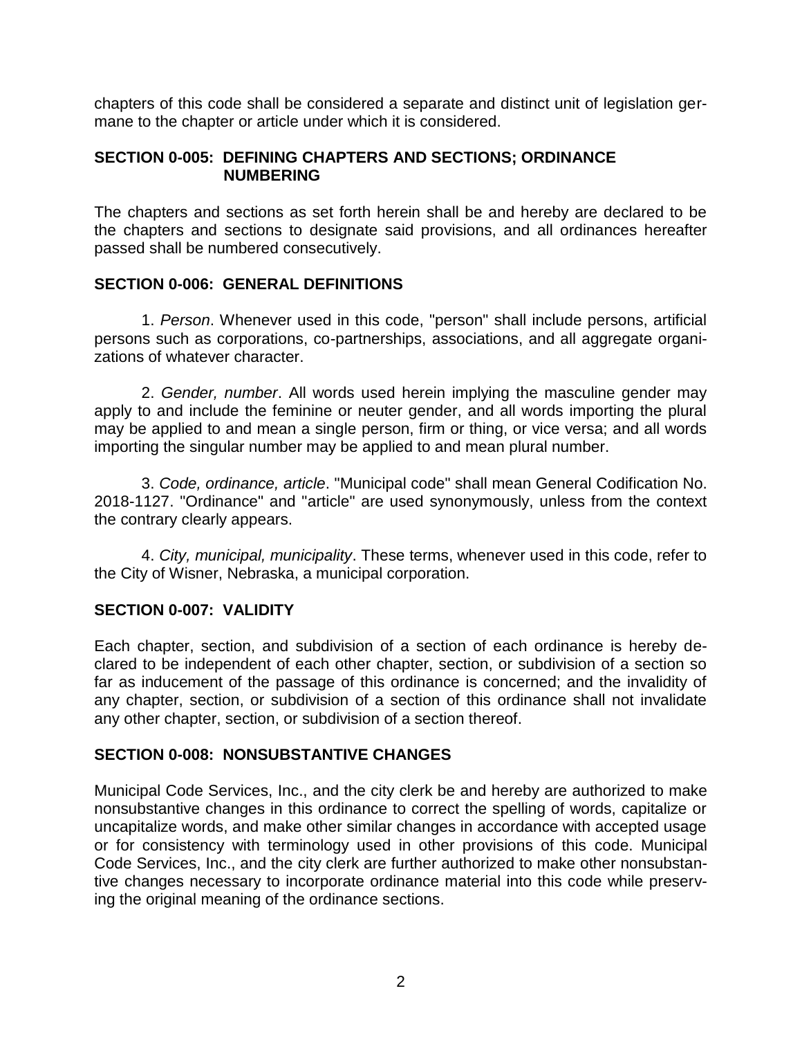chapters of this code shall be considered a separate and distinct unit of legislation germane to the chapter or article under which it is considered.

### SECTION 0-005: DEFINING CHAPTERS AND SECTIONS; ORDINANCE NUMBERING

The chapters and sections as set forth herein shall be and hereby are declared to be the chapters and sections to designate said provisions, and all ordinances hereafter passed shall be numbered consecutively.

### SECTION 0-006: GENERAL DEFINITIONS

1. *Person*. Whenever used in this code, "person" shall include persons, artificial persons such as corporations, co-partnerships, associations, and all aggregate organizations of whatever character.

2. *Gender, number*. All words used herein implying the masculine gender may apply to and include the feminine or neuter gender, and all words importing the plural may be applied to and mean a single person, firm or thing, or vice versa; and all words importing the singular number may be applied to and mean plural number.

3. *Code, ordinance, article*. "Municipal code" shall mean General Codification No. 2018-1127. "Ordinance" and "article" are used synonymously, unless from the context the contrary clearly appears.

4. *City, municipal, municipality*. These terms, whenever used in this code, refer to the City of Wisner, Nebraska, a municipal corporation.

### SECTION 0-007: VALIDITY

Each chapter, section, and subdivision of a section of each ordinance is hereby declared to be independent of each other chapter, section, or subdivision of a section so far as inducement of the passage of this ordinance is concerned; and the invalidity of any chapter, section, or subdivision of a section of this ordinance shall not invalidate any other chapter, section, or subdivision of a section thereof.

### SECTION 0-008: NONSUBSTANTIVE CHANGES

Municipal Code Services, Inc., and the city clerk be and hereby are authorized to make nonsubstantive changes in this ordinance to correct the spelling of words, capitalize or uncapitalize words, and make other similar changes in accordance with accepted usage or for consistency with terminology used in other provisions of this code. Municipal Code Services, Inc., and the city clerk are further authorized to make other nonsubstantive changes necessary to incorporate ordinance material into this code while preserving the original meaning of the ordinance sections.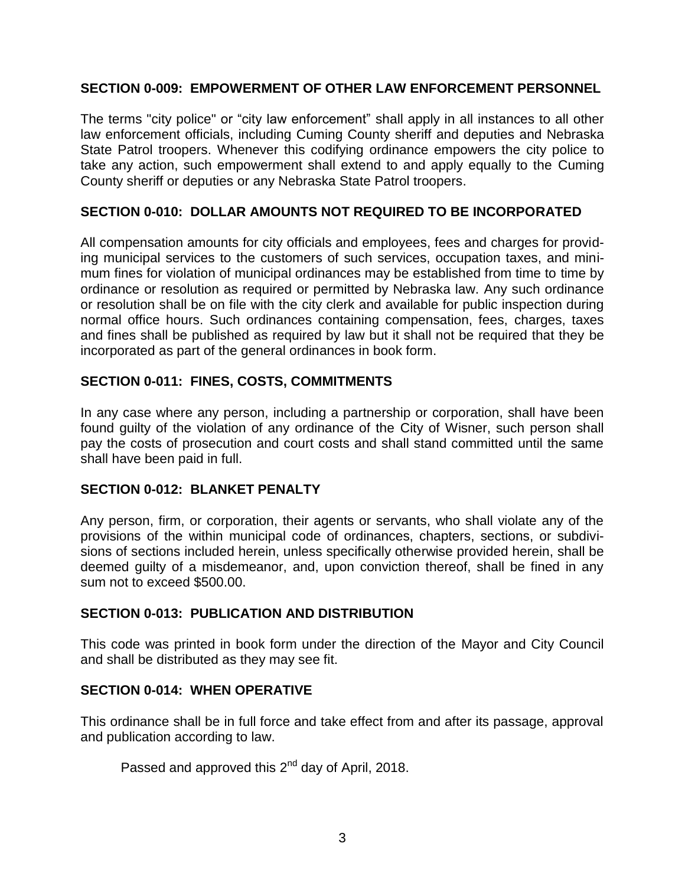### SECTION 0-009: EMPOWERMENT OF OTHER LAW ENFORCEMENT PERSONNEL

The terms "city police" or "city law enforcement" shall apply in all instances to all other law enforcement officials, including Cuming County sheriff and deputies and Nebraska State Patrol troopers. Whenever this codifying ordinance empowers the city police to take any action, such empowerment shall extend to and apply equally to the Cuming County sheriff or deputies or any Nebraska State Patrol troopers.

### SECTION 0-010: DOLLAR AMOUNTS NOT REQUIRED TO BE INCORPORATED

All compensation amounts for city officials and employees, fees and charges for providing municipal services to the customers of such services, occupation taxes, and minimum fines for violation of municipal ordinances may be established from time to time by ordinance or resolution as required or permitted by Nebraska law. Any such ordinance or resolution shall be on file with the city clerk and available for public inspection during normal office hours. Such ordinances containing compensation, fees, charges, taxes and fines shall be published as required by law but it shall not be required that they be incorporated as part of the general ordinances in book form.

### SECTION 0-011: FINES, COSTS, COMMITMENTS

In any case where any person, including a partnership or corporation, shall have been found guilty of the violation of any ordinance of the City of Wisner, such person shall pay the costs of prosecution and court costs and shall stand committed until the same shall have been paid in full.

### SECTION 0-012: BLANKET PENALTY

Any person, firm, or corporation, their agents or servants, who shall violate any of the provisions of the within municipal code of ordinances, chapters, sections, or subdivisions of sections included herein, unless specifically otherwise provided herein, shall be deemed guilty of a misdemeanor, and, upon conviction thereof, shall be fined in any sum not to exceed $500.00.

### SECTION 0-013: PUBLICATION AND DISTRIBUTION

This code was printed in book form under the direction of the Mayor and City Council and shall be distributed as they may see fit.

### SECTION 0-014: WHEN OPERATIVE

This ordinance shall be in full force and take effect from and after its passage, approval and publication according to law.

Passed and approved this 2nd day of April, 2018.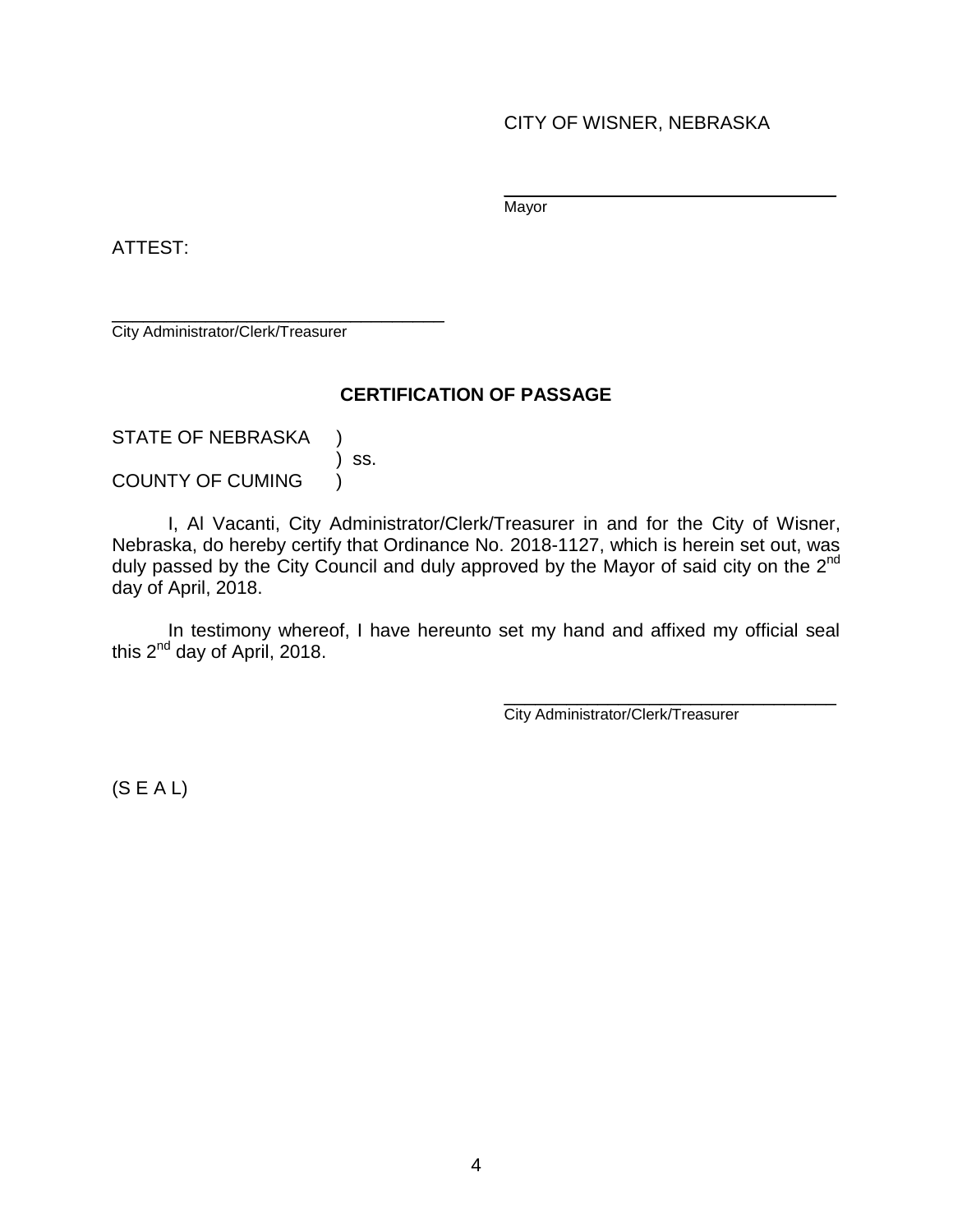CITY OF WISNER, NEBRASKA

\_\_\_\_\_\_\_\_\_\_\_\_\_\_\_\_\_\_\_\_\_\_\_\_\_\_\_\_\_\_\_\_\_\_\_\_
Mayor

ATTEST:

\_\_\_\_\_\_\_\_\_\_\_\_\_\_\_\_\_\_\_\_\_\_\_\_\_\_\_\_\_\_\_\_\_\_\_\_
City Administrator/Clerk/Treasurer

## CERTIFICATION OF PASSAGE

STATE OF NEBRASKA )
) ss.
COUNTY OF CUMING )

I, Al Vacanti, City Administrator/Clerk/Treasurer in and for the City of Wisner, Nebraska, do hereby certify that Ordinance No. 2018-1127, which is herein set out, was duly passed by the City Council and duly approved by the Mayor of said city on the 2nd day of April, 2018.

In testimony whereof, I have hereunto set my hand and affixed my official seal this 2nd day of April, 2018.

\_\_\_\_\_\_\_\_\_\_\_\_\_\_\_\_\_\_\_\_\_\_\_\_\_\_\_\_\_\_\_\_\_\_\_\_
City Administrator/Clerk/Treasurer

(S E A L)